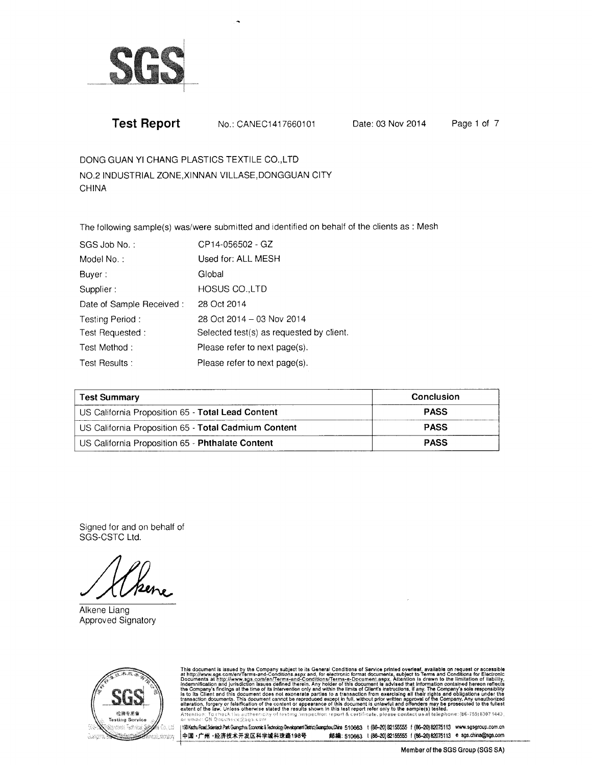SGS

# Test Report

No.: CANEC1417660101 Date: 03 Nov 2014

DONG GUAN YI CHANG PLASTICS TEXTILE CO.,LTD
NO.2 INDUSTRIAL ZONE,XINNAN VILLASE,DONGGUAN CITY
CHINA

The following sample(s) was/were submitted and identified on behalf of the clients as : Mesh

| | |
|---|---|
| SGS Job No. : | CP14-056502 - GZ |
| Model No. : | Used for: ALL MESH |
| Buyer : | Global |
| Supplier : | HOSUS CO.,LTD |
| Date of Sample Received : | 28 Oct 2014 |
| Testing Period : | 28 Oct 2014 – 03 Nov 2014 |
| Test Requested : | Selected test(s) as requested by client. |
| Test Method : | Please refer to next page(s). |
| Test Results : | Please refer to next page(s). |

| Test Summary | Conclusion |
|---|---|
| US California Proposition 65 - **Total Lead Content** | **PASS** |
| US California Proposition 65 - **Total Cadmium Content** | **PASS** |
| US California Proposition 65 - **Phthalate Content** | **PASS** |

Signed for and on behalf of
SGS-CSTC Ltd.

Alkene Liang
Approved Signatory

This document is issued by the Company subject to its General Conditions of Service printed overleaf, available on request or accessible at http://www.sgs.com/en/Terms-and-Conditions.aspx and, for electronic format documents, subject to Terms and Conditions for Electronic Documents at http://www.sgs.com/en/Terms-and-Conditions/Terms-e-Document.aspx. Attention is drawn to the limitation of liability, indemnification and jurisdiction issues defined therein. Any holder of this document is advised that information contained hereon reflects the Company's findings at the time of its intervention only and within the limits of Client's instructions, if any. The Company's sole responsibility is to its Client and this document does not exonerate parties to a transaction from exercising all their rights and obligations under the transaction documents. This document cannot be reproduced except in full, without prior written approval of the Company. Any unauthorized alteration, forgery or falsification of the content or appearance of this document is unlawful and offenders may be prosecuted to the fullest extent of the law. Unless otherwise stated the results shown in this test report refer only to the sample(s) tested.
Attention: To check the authenticity of testing /inspection report & certificate, please contact us at telephone: (86-755) 8307 1443, or email: CN.Doccheck@sgs.com

198 Kezhu Road, Scientech Park Guangzhou Economic & Technology Development District, Guangzhou, China 510663 t (86-20) 82155555 f (86-20) 82075113 www.sgsgroup.com.cn
中国・广州・经济技术开发区科学城科珠路198号 邮编: 510663 t (86-20) 82155555 f (86-20) 82075113 e sgs.china@sgs.com

Member of the SGS Group (SGS SA)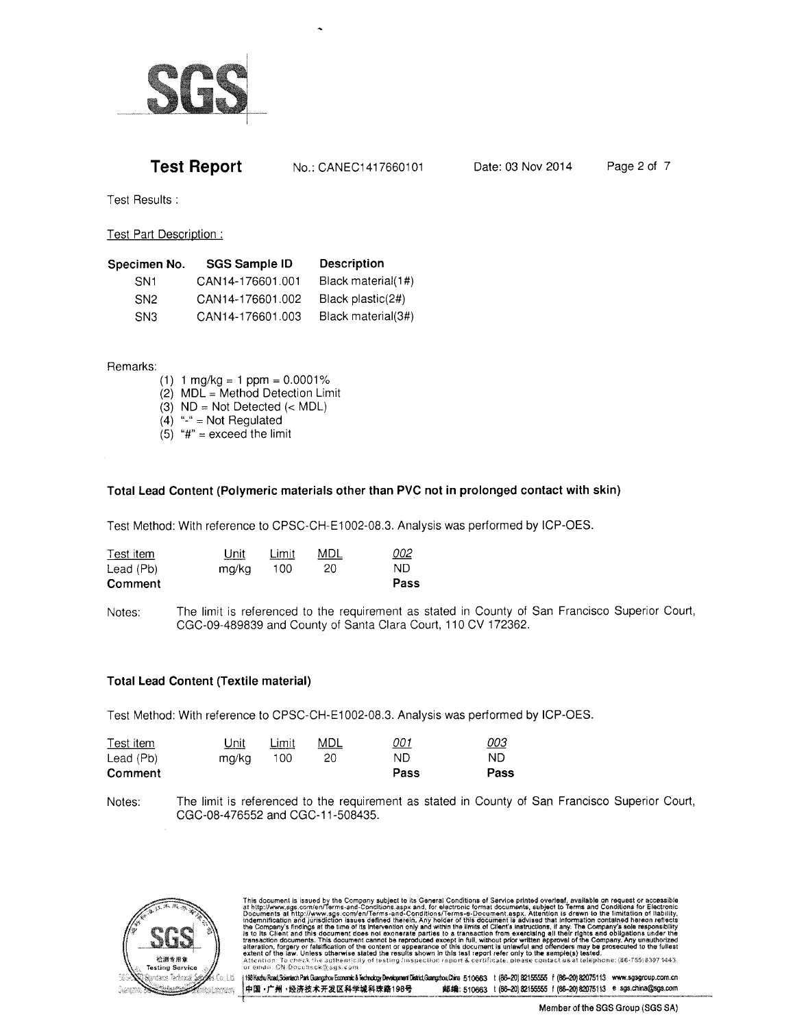**Test Report** No.: CANEC1417660101 Date: 03 Nov 2014

Test Results :

Test Part Description :

| Specimen No. | SGS Sample ID | Description |
|---|---|---|
| SN1 | CAN14-176601.001 | Black material(1#) |
| SN2 | CAN14-176601.002 | Black plastic(2#) |
| SN3 | CAN14-176601.003 | Black material(3#) |

Remarks:

(1) 1 mg/kg = 1 ppm = 0.0001%
(2) MDL = Method Detection Limit
(3) ND = Not Detected (< MDL)
(4) "-" = Not Regulated
(5) "#" = exceed the limit

### Total Lead Content (Polymeric materials other than PVC not in prolonged contact with skin)

Test Method: With reference to CPSC-CH-E1002-08.3. Analysis was performed by ICP-OES.

| Test item | Unit | Limit | MDL | 002 |
|---|---|---|---|---|
| Lead (Pb) | mg/kg | 100 | 20 | ND |
| **Comment** | | | | **Pass** |

Notes: The limit is referenced to the requirement as stated in County of San Francisco Superior Court, CGC-09-489839 and County of Santa Clara Court, 110 CV 172362.

### Total Lead Content (Textile material)

Test Method: With reference to CPSC-CH-E1002-08.3. Analysis was performed by ICP-OES.

| Test item | Unit | Limit | MDL | 001 | 003 |
|---|---|---|---|---|---|
| Lead (Pb) | mg/kg | 100 | 20 | ND | ND |
| **Comment** | | | | **Pass** | **Pass** |

Notes: The limit is referenced to the requirement as stated in County of San Francisco Superior Court, CGC-08-476552 and CGC-11-508435.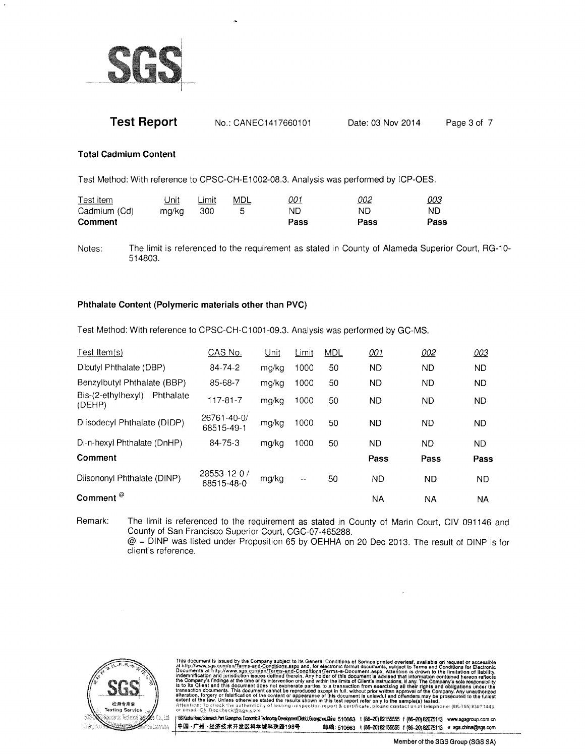**SGS**

## Test Report

No.: CANEC1417660101 Date: 03 Nov 2014

### Total Cadmium Content

Test Method: With reference to CPSC-CH-E1002-08.3. Analysis was performed by ICP-OES.

| Test item | Unit | Limit | MDL | 001 | 002 | 003 |
|---|---|---|---|---|---|---|
| Cadmium (Cd) | mg/kg | 300 | 5 | ND | ND | ND |
| **Comment** | | | | **Pass** | **Pass** | **Pass** |

Notes: The limit is referenced to the requirement as stated in County of Alameda Superior Court, RG-10-514803.

### Phthalate Content (Polymeric materials other than PVC)

Test Method: With reference to CPSC-CH-C1001-09.3. Analysis was performed by GC-MS.

| Test Item(s) | CAS No. | Unit | Limit | MDL | 001 | 002 | 003 |
|---|---|---|---|---|---|---|---|
| Dibutyl Phthalate (DBP) | 84-74-2 | mg/kg | 1000 | 50 | ND | ND | ND |
| Benzylbutyl Phthalate (BBP) | 85-68-7 | mg/kg | 1000 | 50 | ND | ND | ND |
| Bis-(2-ethylhexyl) Phthalate (DEHP) | 117-81-7 | mg/kg | 1000 | 50 | ND | ND | ND |
| Diisodecyl Phthalate (DIDP) | 26761-40-0/ 68515-49-1 | mg/kg | 1000 | 50 | ND | ND | ND |
| Di-n-hexyl Phthalate (DnHP) | 84-75-3 | mg/kg | 1000 | 50 | ND | ND | ND |
| **Comment** | | | | | **Pass** | **Pass** | **Pass** |
| Diisononyl Phthalate (DINP) | 28553-12-0 / 68515-48-0 | mg/kg | -- | 50 | ND | ND | ND |
| **Comment** @ | | | | | NA | NA | NA |

Remark: The limit is referenced to the requirement as stated in County of Marin Court, CIV 091146 and County of San Francisco Superior Court, CGC-07-465288.
@ = DINP was listed under Proposition 65 by OEHHA on 20 Dec 2013. The result of DINP is for client's reference.

This document is issued by the Company subject to its General Conditions of Service printed overleaf, available on request or accessible at http://www.sgs.com/en/Terms-and-Conditions.aspx and, for electronic format documents, subject to Terms and Conditions for Electronic Documents at http://www.sgs.com/en/Terms-and-Conditions/Terms-e-Document.aspx. Attention is drawn to the limitation of liability, indemnification and jurisdiction issues defined therein. Any holder of this document is advised that information contained hereon reflects the Company's findings at the time of its intervention only and within the limits of Client's instructions, if any. The Company's sole responsibility is to its Client and this document does not exonerate parties to a transaction from exercising all their rights and obligations under the transaction documents. This document cannot be reproduced except in full, without prior written approval of the Company. Any unauthorized alteration, forgery or falsification of the content or appearance of this document is unlawful and offenders may be prosecuted to the fullest extent of the law. Unless otherwise stated the results shown in this test report refer only to the sample(s) tested.
Attention: To check the authenticity of testing /inspection report & certificate, please contact us at telephone: (86-755) 8307 1443, or email: CN.Doccheck@sgs.com

198 Kezhu Road, Scientech Park Guangzhou Economic & Technology Development District, Guangzhou, China 510663 t (86-20) 82155555 f (86-20) 82075113 www.sgsgroup.com.cn
中国・广州・经济技术开发区科学城科珠路198号 邮编: 510663 t (86-20) 82155555 f (86-20) 82075113 e sgs.china@sgs.com

Member of the SGS Group (SGS SA)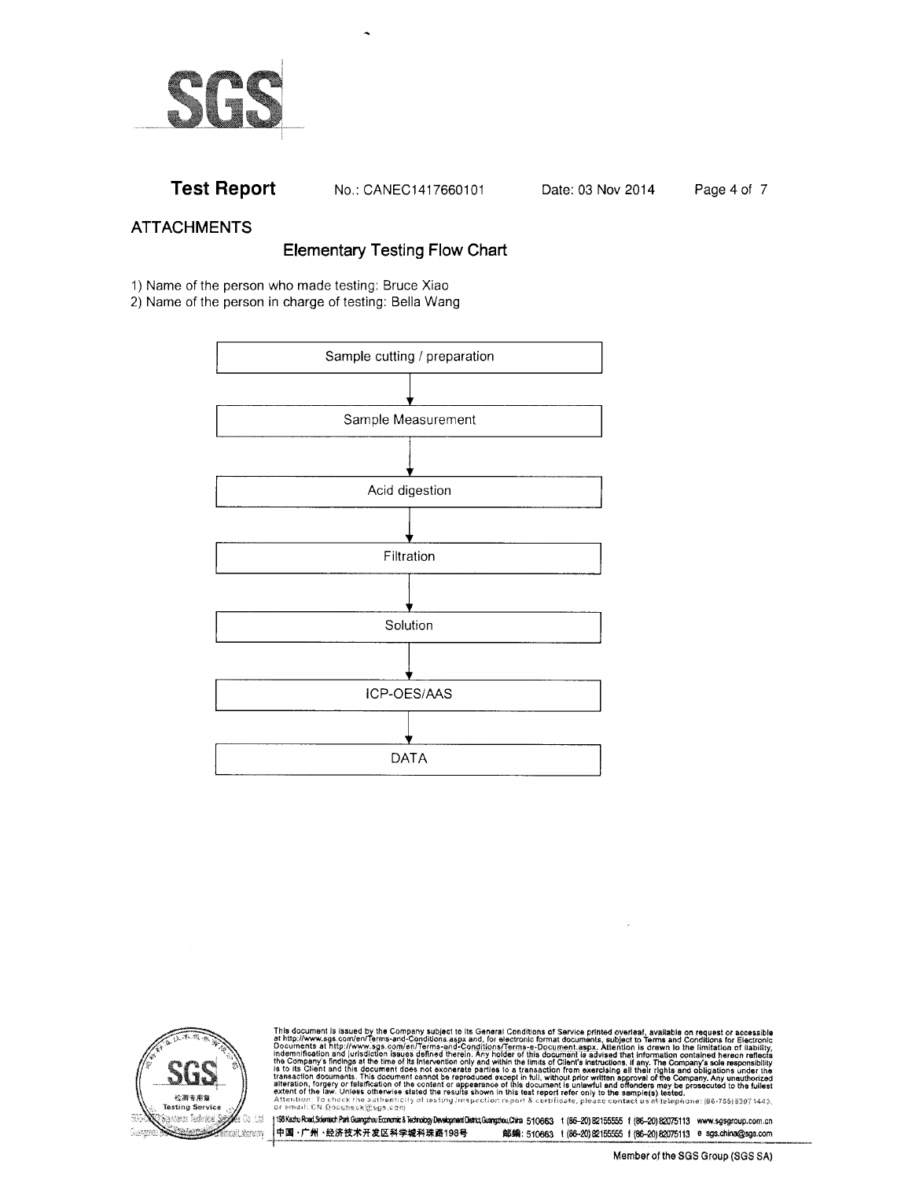# Test Report

No.: CANEC1417660101 Date: 03 Nov 2014

## ATTACHMENTS

### Elementary Testing Flow Chart

1) Name of the person who made testing: Bruce Xiao
2) Name of the person in charge of testing: Bella Wang

Sample cutting / preparation
↓
Sample Measurement
↓
Acid digestion
↓
Filtration
↓
Solution
↓
ICP-OES/AAS
↓
DATA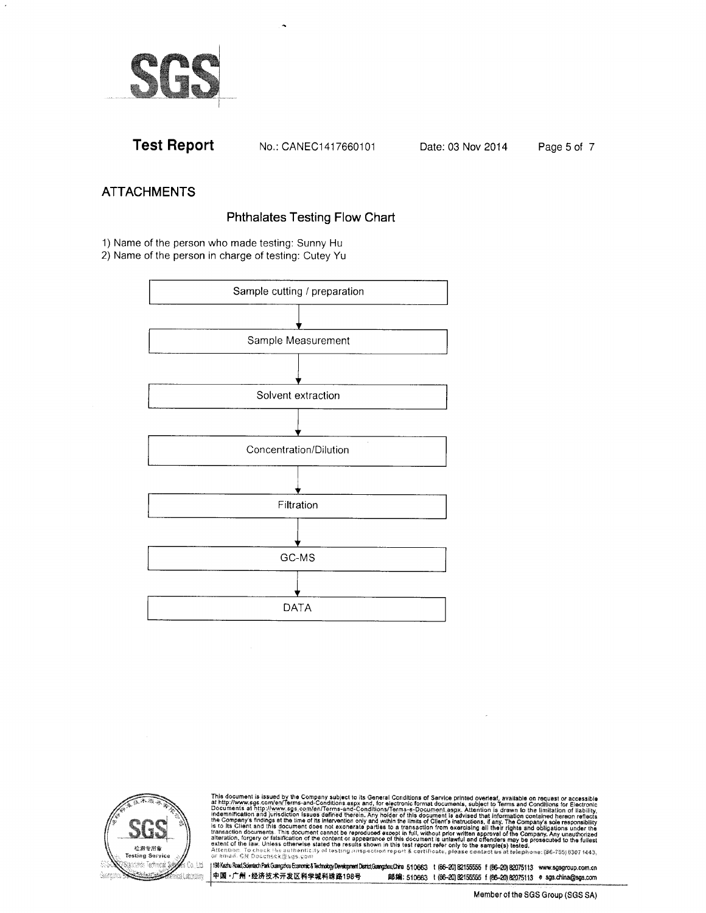## ATTACHMENTS

### Phthalates Testing Flow Chart

1) Name of the person who made testing: Sunny Hu
2) Name of the person in charge of testing: Cutey Yu

Sample cutting / preparation

↓

Sample Measurement

↓

Solvent extraction

↓

Concentration/Dilution

↓

Filtration

↓

GC-MS

↓

DATA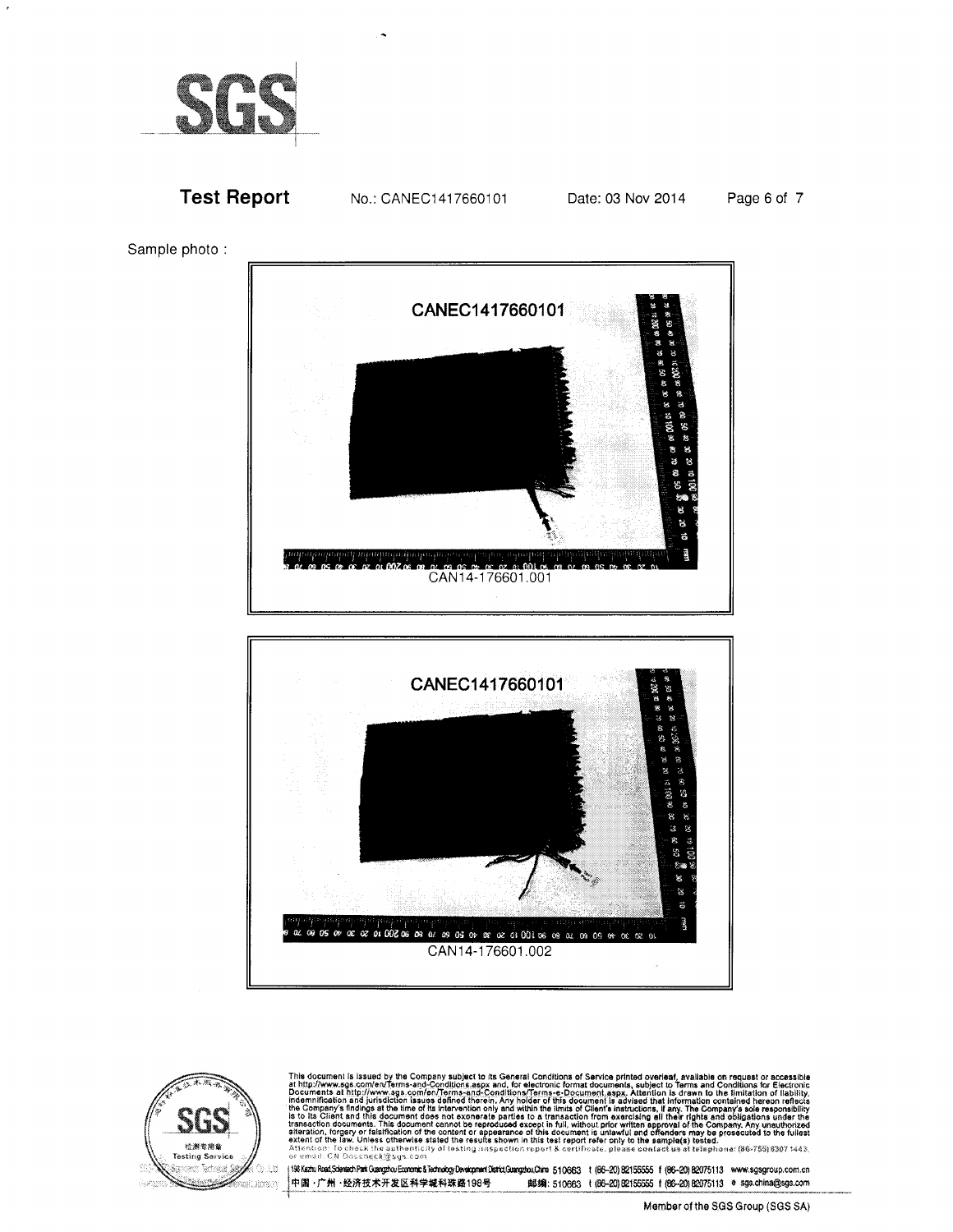# Test Report

No.: CANEC1417660101 Date: 03 Nov 2014

Sample photo :

CANEC1417660101

CAN14-176601.001

CANEC1417660101

CAN14-176601.002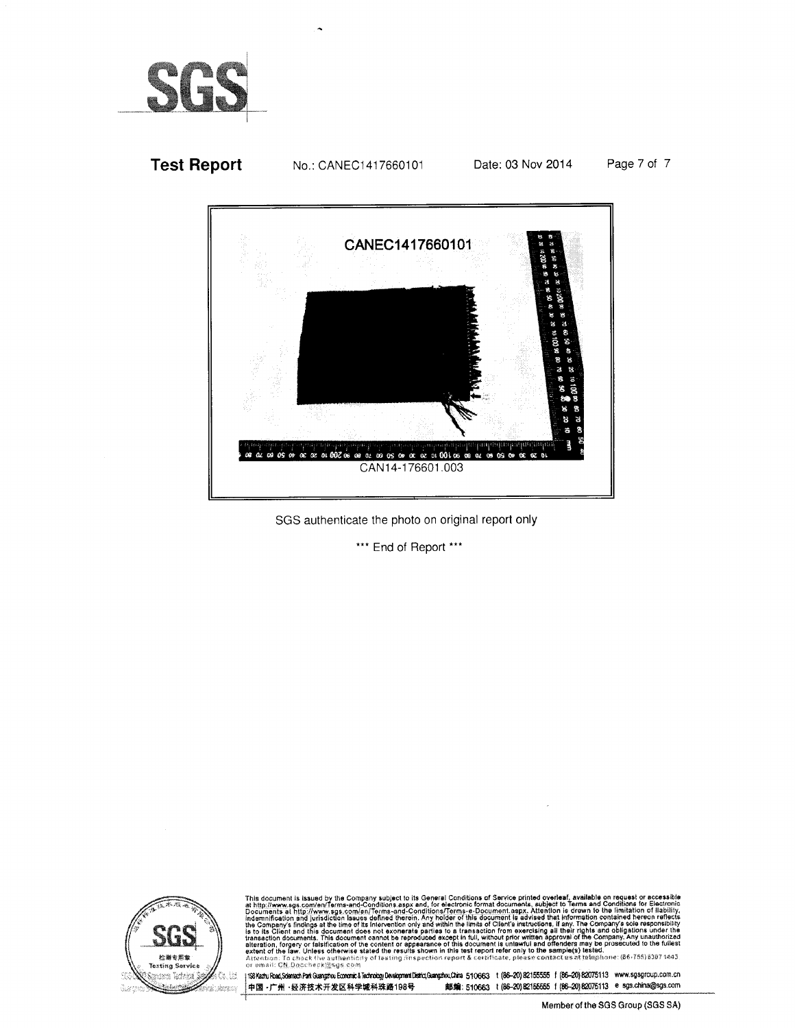**Test Report** No.: CANEC1417660101 Date: 03 Nov 2014

CANEC1417660101

CAN14-176601.003

SGS authenticate the photo on original report only

\*\*\* End of Report \*\*\*

This document is issued by the Company subject to its General Conditions of Service printed overleaf, available on request or accessible at http://www.sgs.com/en/Terms-and-Conditions.aspx and, for electronic format documents, subject to Terms and Conditions for Electronic Documents at http://www.sgs.com/en/Terms-and-Conditions/Terms-e-Document.aspx. Attention is drawn to the limitation of liability, indemnification and jurisdiction issues defined therein. Any holder of this document is advised that information contained hereon reflects the Company's findings at the time of its intervention only and within the limits of Client's instructions, if any. The Company's sole responsibility is to its Client and this document does not exonerate parties to a transaction from exercising all their rights and obligations under the transaction documents. This document cannot be reproduced except in full, without prior written approval of the Company. Any unauthorized alteration, forgery or falsification of the content or appearance of this document is unlawful and offenders may be prosecuted to the fullest extent of the law. Unless otherwise stated the results shown in this test report refer only to the sample(s) tested.
Attention: To check the authenticity of testing/inspection report & certificate, please contact us at telephone: (86-755) 8307 1443, or email: CN.Doccheck@sgs.com

198 Kezhu Road, Scientech Park Guangzhou Economic & Technology Development District, Guangzhou, China 510663 t (86-20) 82155555 f (86-20) 82075113 www.sgsgroup.com.cn

中国 · 广州 · 经济技术开发区科学城科珠路198号 邮编: 510663 t (86-20) 82155555 f (86-20) 82075113 e sgs.china@sgs.com

Member of the SGS Group (SGS SA)